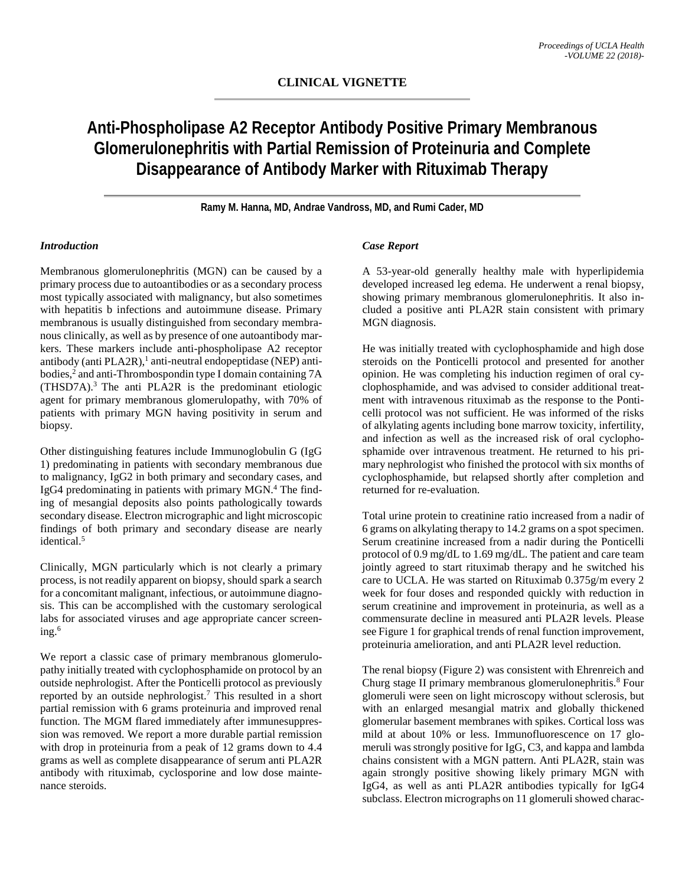## CLINICAL VIGNETTE

# Anti-Phospholipase A2 Receptor Antibody Positive Primary Membranous Glomerulonephritis with Partial Remission of Proteinuria and Complete Disappearance of Antibody Marker with Rituximab Therapy

**Ramy M. Hanna, MD, Andrae Vandross, MD, and Rumi Cader, MD**

### *Introduction*

Membranous glomerulonephritis (MGN) can be caused by a primary process due to autoantibodies or as a secondary process most typically associated with malignancy, but also sometimes with hepatitis b infections and autoimmune disease. Primary membranous is usually distinguished from secondary membranous clinically, as well as by presence of one autoantibody markers. These markers include anti-phospholipase A2 receptor antibody (anti PLA2R),[1] anti-neutral endopeptidase (NEP) antibodies,[2] and anti-Thrombospondin type I domain containing 7A (THSD7A).[3] The anti PLA2R is the predominant etiologic agent for primary membranous glomerulopathy, with 70% of patients with primary MGN having positivity in serum and biopsy.

Other distinguishing features include Immunoglobulin G (IgG 1) predominating in patients with secondary membranous due to malignancy, IgG2 in both primary and secondary cases, and IgG4 predominating in patients with primary MGN.[4] The finding of mesangial deposits also points pathologically towards secondary disease. Electron micrographic and light microscopic findings of both primary and secondary disease are nearly identical.[5]

Clinically, MGN particularly which is not clearly a primary process, is not readily apparent on biopsy, should spark a search for a concomitant malignant, infectious, or autoimmune diagnosis. This can be accomplished with the customary serological labs for associated viruses and age appropriate cancer screening.[6]

We report a classic case of primary membranous glomerulopathy initially treated with cyclophosphamide on protocol by an outside nephrologist. After the Ponticelli protocol as previously reported by an outside nephrologist.[7] This resulted in a short partial remission with 6 grams proteinuria and improved renal function. The MGM flared immediately after immunesuppression was removed. We report a more durable partial remission with drop in proteinuria from a peak of 12 grams down to 4.4 grams as well as complete disappearance of serum anti PLA2R antibody with rituximab, cyclosporine and low dose maintenance steroids.

### *Case Report*

A 53-year-old generally healthy male with hyperlipidemia developed increased leg edema. He underwent a renal biopsy, showing primary membranous glomerulonephritis. It also included a positive anti PLA2R stain consistent with primary MGN diagnosis.

He was initially treated with cyclophosphamide and high dose steroids on the Ponticelli protocol and presented for another opinion. He was completing his induction regimen of oral cyclophosphamide, and was advised to consider additional treatment with intravenous rituximab as the response to the Ponticelli protocol was not sufficient. He was informed of the risks of alkylating agents including bone marrow toxicity, infertility, and infection as well as the increased risk of oral cyclophosphamide over intravenous treatment. He returned to his primary nephrologist who finished the protocol with six months of cyclophosphamide, but relapsed shortly after completion and returned for re-evaluation.

Total urine protein to creatinine ratio increased from a nadir of 6 grams on alkylating therapy to 14.2 grams on a spot specimen. Serum creatinine increased from a nadir during the Ponticelli protocol of 0.9 mg/dL to 1.69 mg/dL. The patient and care team jointly agreed to start rituximab therapy and he switched his care to UCLA. He was started on Rituximab 0.375g/m every 2 week for four doses and responded quickly with reduction in serum creatinine and improvement in proteinuria, as well as a commensurate decline in measured anti PLA2R levels. Please see Figure 1 for graphical trends of renal function improvement, proteinuria amelioration, and anti PLA2R level reduction.

The renal biopsy (Figure 2) was consistent with Ehrenreich and Churg stage II primary membranous glomerulonephritis.[8] Four glomeruli were seen on light microscopy without sclerosis, but with an enlarged mesangial matrix and globally thickened glomerular basement membranes with spikes. Cortical loss was mild at about 10% or less. Immunofluorescence on 17 glomeruli was strongly positive for IgG, C3, and kappa and lambda chains consistent with a MGN pattern. Anti PLA2R, stain was again strongly positive showing likely primary MGN with IgG4, as well as anti PLA2R antibodies typically for IgG4 subclass. Electron micrographs on 11 glomeruli showed charac-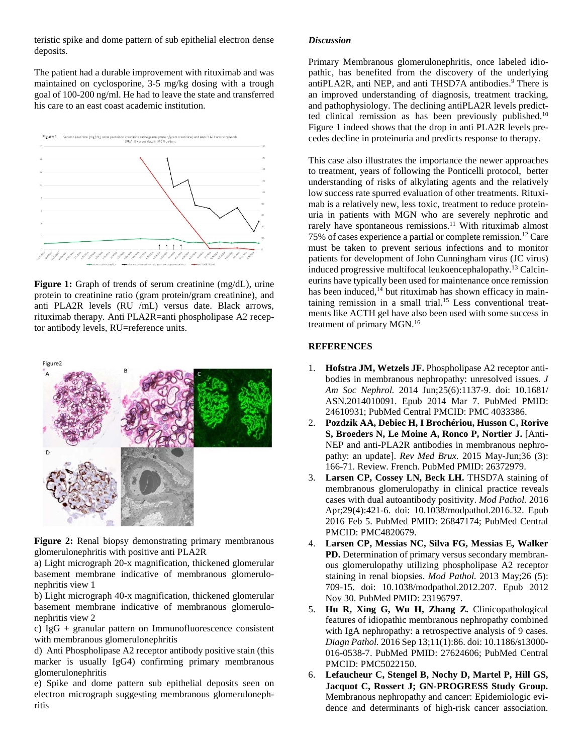teristic spike and dome pattern of sub epithelial electron dense deposits.

The patient had a durable improvement with rituximab and was maintained on cyclosporine, 3-5 mg/kg dosing with a trough goal of 100-200 ng/ml. He had to leave the state and transferred his care to an east coast academic institution.

**Figure 1:** Graph of trends of serum creatinine (mg/dL), urine protein to creatinine ratio (gram protein/gram creatinine), and anti PLA2R levels (RU /mL) versus date. Black arrows, rituximab therapy. Anti PLA2R=anti phospholipase A2 receptor antibody levels, RU=reference units.

**Figure 2:** Renal biopsy demonstrating primary membranous glomerulonephritis with positive anti PLA2R

a) Light micrograph 20-x magnification, thickened glomerular basement membrane indicative of membranous glomerulonephritis view 1

b) Light micrograph 40-x magnification, thickened glomerular basement membrane indicative of membranous glomerulonephritis view 2

c) IgG + granular pattern on Immunofluorescence consistent with membranous glomerulonephritis

d) Anti Phospholipase A2 receptor antibody positive stain (this marker is usually IgG4) confirming primary membranous glomerulonephritis

e) Spike and dome pattern sub epithelial deposits seen on electron micrograph suggesting membranous glomerulonephritis

***Discussion***

Primary Membranous glomerulonephritis, once labeled idiopathic, has benefited from the discovery of the underlying antiPLA2R, anti NEP, and anti THSD7A antibodies.[9] There is an improved understanding of diagnosis, treatment tracking, and pathophysiology. The declining antiPLA2R levels predictted clinical remission as has been previously published.[10] Figure 1 indeed shows that the drop in anti PLA2R levels precedes decline in proteinuria and predicts response to therapy.

This case also illustrates the importance the newer approaches to treatment, years of following the Ponticelli protocol, better understanding of risks of alkylating agents and the relatively low success rate spurred evaluation of other treatments. Rituximab is a relatively new, less toxic, treatment to reduce proteinuria in patients with MGN who are severely nephrotic and rarely have spontaneous remissions.[11] With rituximab almost 75% of cases experience a partial or complete remission.[12] Care must be taken to prevent serious infections and to monitor patients for development of John Cunningham virus (JC virus) induced progressive multifocal leukoencephalopathy.[13] Calcineurins have typically been used for maintenance once remission has been induced,[14] but rituximab has shown efficacy in maintaining remission in a small trial.[15] Less conventional treatments like ACTH gel have also been used with some success in treatment of primary MGN.[16]

**REFERENCES**

1. **Hofstra JM, Wetzels JF.** Phospholipase A2 receptor antibodies in membranous nephropathy: unresolved issues. *J Am Soc Nephrol.* 2014 Jun;25(6):1137-9. doi: 10.1681/ASN.2014010091. Epub 2014 Mar 7. PubMed PMID: 24610931; PubMed Central PMCID: PMC 4033386.
2. **Pozdzik AA, Debiec H, I Brochériou, Husson C, Rorive S, Broeders N, Le Moine A, Ronco P, Nortier J.** [Anti-NEP and anti-PLA2R antibodies in membranous nephropathy: an update]. *Rev Med Brux.* 2015 May-Jun;36 (3): 166-71. Review. French. PubMed PMID: 26372979.
3. **Larsen CP, Cossey LN, Beck LH.** THSD7A staining of membranous glomerulopathy in clinical practice reveals cases with dual autoantibody positivity. *Mod Pathol.* 2016 Apr;29(4):421-6. doi: 10.1038/modpathol.2016.32. Epub 2016 Feb 5. PubMed PMID: 26847174; PubMed Central PMCID: PMC4820679.
4. **Larsen CP, Messias NC, Silva FG, Messias E, Walker PD.** Determination of primary versus secondary membranous glomerulopathy utilizing phospholipase A2 receptor staining in renal biopsies. *Mod Pathol.* 2013 May;26 (5): 709-15. doi: 10.1038/modpathol.2012.207. Epub 2012 Nov 30. PubMed PMID: 23196797.
5. **Hu R, Xing G, Wu H, Zhang Z.** Clinicopathological features of idiopathic membranous nephropathy combined with IgA nephropathy: a retrospective analysis of 9 cases. *Diagn Pathol.* 2016 Sep 13;11(1):86. doi: 10.1186/s13000-016-0538-7. PubMed PMID: 27624606; PubMed Central PMCID: PMC5022150.
6. **Lefaucheur C, Stengel B, Nochy D, Martel P, Hill GS, Jacquot C, Rossert J; GN-PROGRESS Study Group.** Membranous nephropathy and cancer: Epidemiologic evidence and determinants of high-risk cancer association.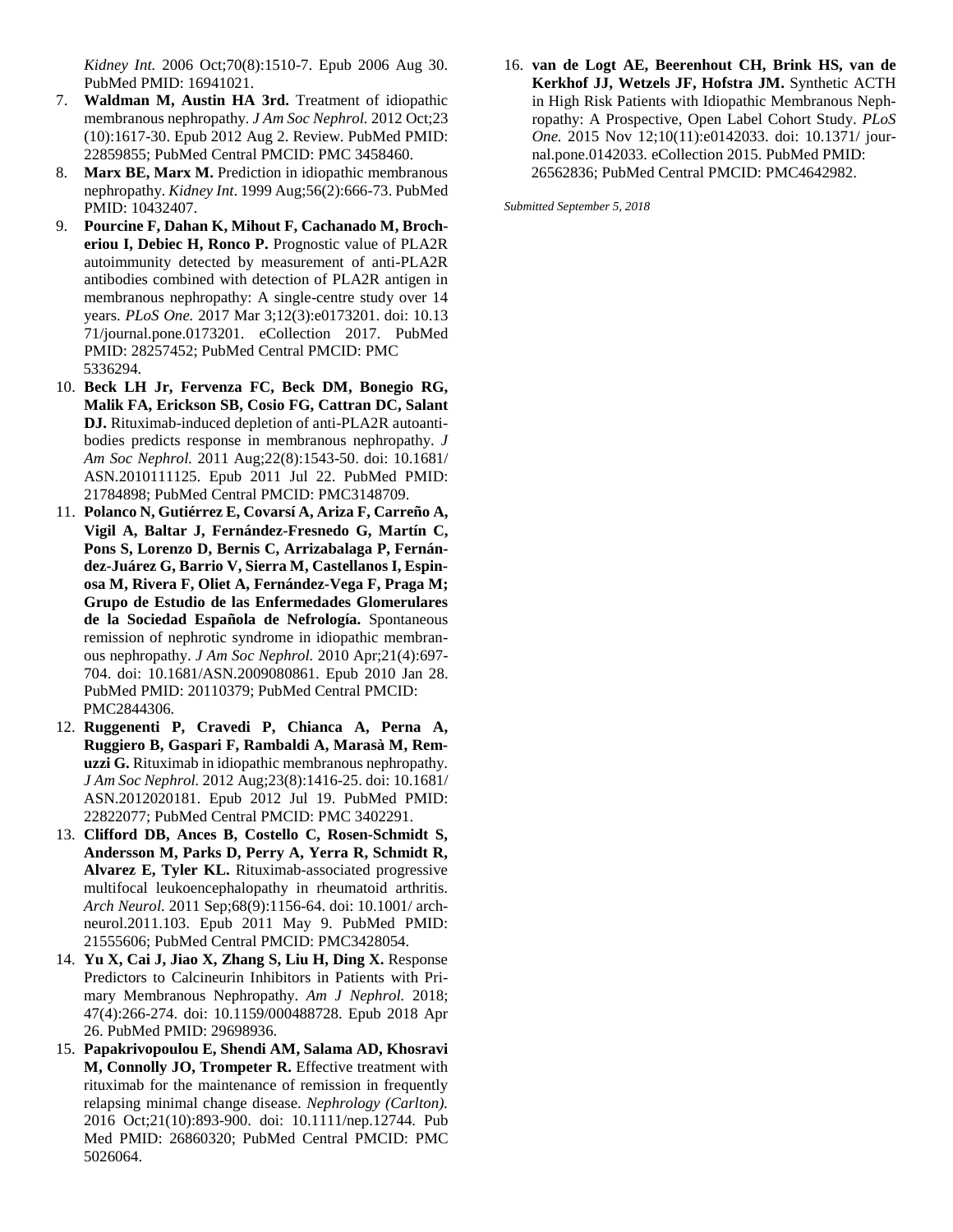*Kidney Int.* 2006 Oct;70(8):1510-7. Epub 2006 Aug 30. PubMed PMID: 16941021.

7. **Waldman M, Austin HA 3rd.** Treatment of idiopathic membranous nephropathy. *J Am Soc Nephrol.* 2012 Oct;23 (10):1617-30. Epub 2012 Aug 2. Review. PubMed PMID: 22859855; PubMed Central PMCID: PMC 3458460.
8. **Marx BE, Marx M.** Prediction in idiopathic membranous nephropathy. *Kidney Int.* 1999 Aug;56(2):666-73. PubMed PMID: 10432407.
9. **Pourcine F, Dahan K, Mihout F, Cachanado M, Brocheriou I, Debiec H, Ronco P.** Prognostic value of PLA2R autoimmunity detected by measurement of anti-PLA2R antibodies combined with detection of PLA2R antigen in membranous nephropathy: A single-centre study over 14 years. *PLoS One.* 2017 Mar 3;12(3):e0173201. doi: 10.1371/journal.pone.0173201. eCollection 2017. PubMed PMID: 28257452; PubMed Central PMCID: PMC 5336294.
10. **Beck LH Jr, Fervenza FC, Beck DM, Bonegio RG, Malik FA, Erickson SB, Cosio FG, Cattran DC, Salant DJ.** Rituximab-induced depletion of anti-PLA2R autoantibodies predicts response in membranous nephropathy. *J Am Soc Nephrol.* 2011 Aug;22(8):1543-50. doi: 10.1681/ ASN.2010111125. Epub 2011 Jul 22. PubMed PMID: 21784898; PubMed Central PMCID: PMC3148709.
11. **Polanco N, Gutiérrez E, Covarsí A, Ariza F, Carreño A, Vigil A, Baltar J, Fernández-Fresnedo G, Martín C, Pons S, Lorenzo D, Bernis C, Arrizabalaga P, Fernández-Juárez G, Barrio V, Sierra M, Castellanos I, Espinosa M, Rivera F, Oliet A, Fernández-Vega F, Praga M; Grupo de Estudio de las Enfermedades Glomerulares de la Sociedad Española de Nefrología.** Spontaneous remission of nephrotic syndrome in idiopathic membranous nephropathy. *J Am Soc Nephrol.* 2010 Apr;21(4):697-704. doi: 10.1681/ASN.2009080861. Epub 2010 Jan 28. PubMed PMID: 20110379; PubMed Central PMCID: PMC2844306.
12. **Ruggenenti P, Cravedi P, Chianca A, Perna A, Ruggiero B, Gaspari F, Rambaldi A, Marasà M, Remuzzi G.** Rituximab in idiopathic membranous nephropathy. *J Am Soc Nephrol.* 2012 Aug;23(8):1416-25. doi: 10.1681/ ASN.2012020181. Epub 2012 Jul 19. PubMed PMID: 22822077; PubMed Central PMCID: PMC 3402291.
13. **Clifford DB, Ances B, Costello C, Rosen-Schmidt S, Andersson M, Parks D, Perry A, Yerra R, Schmidt R, Alvarez E, Tyler KL.** Rituximab-associated progressive multifocal leukoencephalopathy in rheumatoid arthritis. *Arch Neurol.* 2011 Sep;68(9):1156-64. doi: 10.1001/ archneurol.2011.103. Epub 2011 May 9. PubMed PMID: 21555606; PubMed Central PMCID: PMC3428054.
14. **Yu X, Cai J, Jiao X, Zhang S, Liu H, Ding X.** Response Predictors to Calcineurin Inhibitors in Patients with Primary Membranous Nephropathy. *Am J Nephrol.* 2018; 47(4):266-274. doi: 10.1159/000488728. Epub 2018 Apr 26. PubMed PMID: 29698936.
15. **Papakrivopoulou E, Shendi AM, Salama AD, Khosravi M, Connolly JO, Trompeter R.** Effective treatment with rituximab for the maintenance of remission in frequently relapsing minimal change disease. *Nephrology (Carlton).* 2016 Oct;21(10):893-900. doi: 10.1111/nep.12744. Pub Med PMID: 26860320; PubMed Central PMCID: PMC 5026064.
16. **van de Logt AE, Beerenhout CH, Brink HS, van de Kerkhof JJ, Wetzels JF, Hofstra JM.** Synthetic ACTH in High Risk Patients with Idiopathic Membranous Nephropathy: A Prospective, Open Label Cohort Study. *PLoS One.* 2015 Nov 12;10(11):e0142033. doi: 10.1371/ journal.pone.0142033. eCollection 2015. PubMed PMID: 26562836; PubMed Central PMCID: PMC4642982.

*Submitted September 5, 2018*